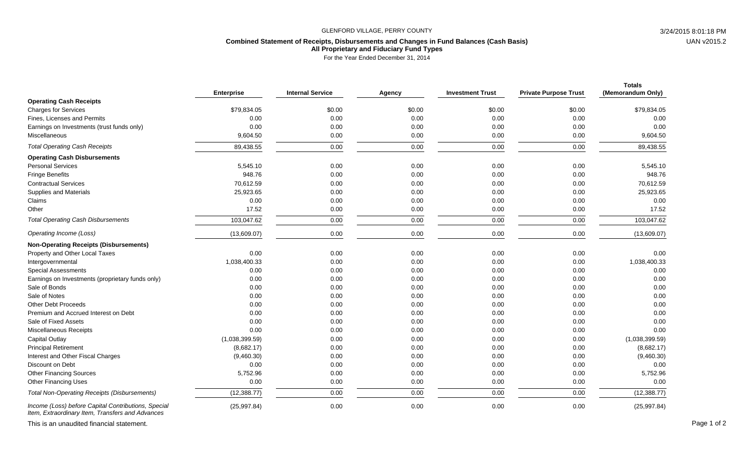GLENFORD VILLAGE, PERRY COUNTY

**Combined Statement of Receipts, Disbursements and Changes in Fund Balances (Cash Basis)**
**All Proprietary and Fiduciary Fund Types**
For the Year Ended December 31, 2014

3/24/2015 8:01:18 PM
UAN v2015.2

| | Enterprise | Internal Service | Agency | Investment Trust | Private Purpose Trust | Totals (Memorandum Only) |
|---|---|---|---|---|---|---|
| **Operating Cash Receipts** | | | | | | |
| Charges for Services | $79,834.05 | $0.00 | $0.00 | $0.00 | $0.00 | $79,834.05 |
| Fines, Licenses and Permits | 0.00 | 0.00 | 0.00 | 0.00 | 0.00 | 0.00 |
| Earnings on Investments (trust funds only) | 0.00 | 0.00 | 0.00 | 0.00 | 0.00 | 0.00 |
| Miscellaneous | 9,604.50 | 0.00 | 0.00 | 0.00 | 0.00 | 9,604.50 |
| *Total Operating Cash Receipts* | 89,438.55 | 0.00 | 0.00 | 0.00 | 0.00 | 89,438.55 |
| **Operating Cash Disbursements** | | | | | | |
| Personal Services | 5,545.10 | 0.00 | 0.00 | 0.00 | 0.00 | 5,545.10 |
| Fringe Benefits | 948.76 | 0.00 | 0.00 | 0.00 | 0.00 | 948.76 |
| Contractual Services | 70,612.59 | 0.00 | 0.00 | 0.00 | 0.00 | 70,612.59 |
| Supplies and Materials | 25,923.65 | 0.00 | 0.00 | 0.00 | 0.00 | 25,923.65 |
| Claims | 0.00 | 0.00 | 0.00 | 0.00 | 0.00 | 0.00 |
| Other | 17.52 | 0.00 | 0.00 | 0.00 | 0.00 | 17.52 |
| *Total Operating Cash Disbursements* | 103,047.62 | 0.00 | 0.00 | 0.00 | 0.00 | 103,047.62 |
| *Operating Income (Loss)* | (13,609.07) | 0.00 | 0.00 | 0.00 | 0.00 | (13,609.07) |
| **Non-Operating Receipts (Disbursements)** | | | | | | |
| Property and Other Local Taxes | 0.00 | 0.00 | 0.00 | 0.00 | 0.00 | 0.00 |
| Intergovernmental | 1,038,400.33 | 0.00 | 0.00 | 0.00 | 0.00 | 1,038,400.33 |
| Special Assessments | 0.00 | 0.00 | 0.00 | 0.00 | 0.00 | 0.00 |
| Earnings on Investments (proprietary funds only) | 0.00 | 0.00 | 0.00 | 0.00 | 0.00 | 0.00 |
| Sale of Bonds | 0.00 | 0.00 | 0.00 | 0.00 | 0.00 | 0.00 |
| Sale of Notes | 0.00 | 0.00 | 0.00 | 0.00 | 0.00 | 0.00 |
| Other Debt Proceeds | 0.00 | 0.00 | 0.00 | 0.00 | 0.00 | 0.00 |
| Premium and Accrued Interest on Debt | 0.00 | 0.00 | 0.00 | 0.00 | 0.00 | 0.00 |
| Sale of Fixed Assets | 0.00 | 0.00 | 0.00 | 0.00 | 0.00 | 0.00 |
| Miscellaneous Receipts | 0.00 | 0.00 | 0.00 | 0.00 | 0.00 | 0.00 |
| Capital Outlay | (1,038,399.59) | 0.00 | 0.00 | 0.00 | 0.00 | (1,038,399.59) |
| Principal Retirement | (8,682.17) | 0.00 | 0.00 | 0.00 | 0.00 | (8,682.17) |
| Interest and Other Fiscal Charges | (9,460.30) | 0.00 | 0.00 | 0.00 | 0.00 | (9,460.30) |
| Discount on Debt | 0.00 | 0.00 | 0.00 | 0.00 | 0.00 | 0.00 |
| Other Financing Sources | 5,752.96 | 0.00 | 0.00 | 0.00 | 0.00 | 5,752.96 |
| Other Financing Uses | 0.00 | 0.00 | 0.00 | 0.00 | 0.00 | 0.00 |
| *Total Non-Operating Receipts (Disbursements)* | (12,388.77) | 0.00 | 0.00 | 0.00 | 0.00 | (12,388.77) |
| *Income (Loss) before Capital Contributions, Special Item, Extraordinary Item, Transfers and Advances* | (25,997.84) | 0.00 | 0.00 | 0.00 | 0.00 | (25,997.84) |

This is an unaudited financial statement.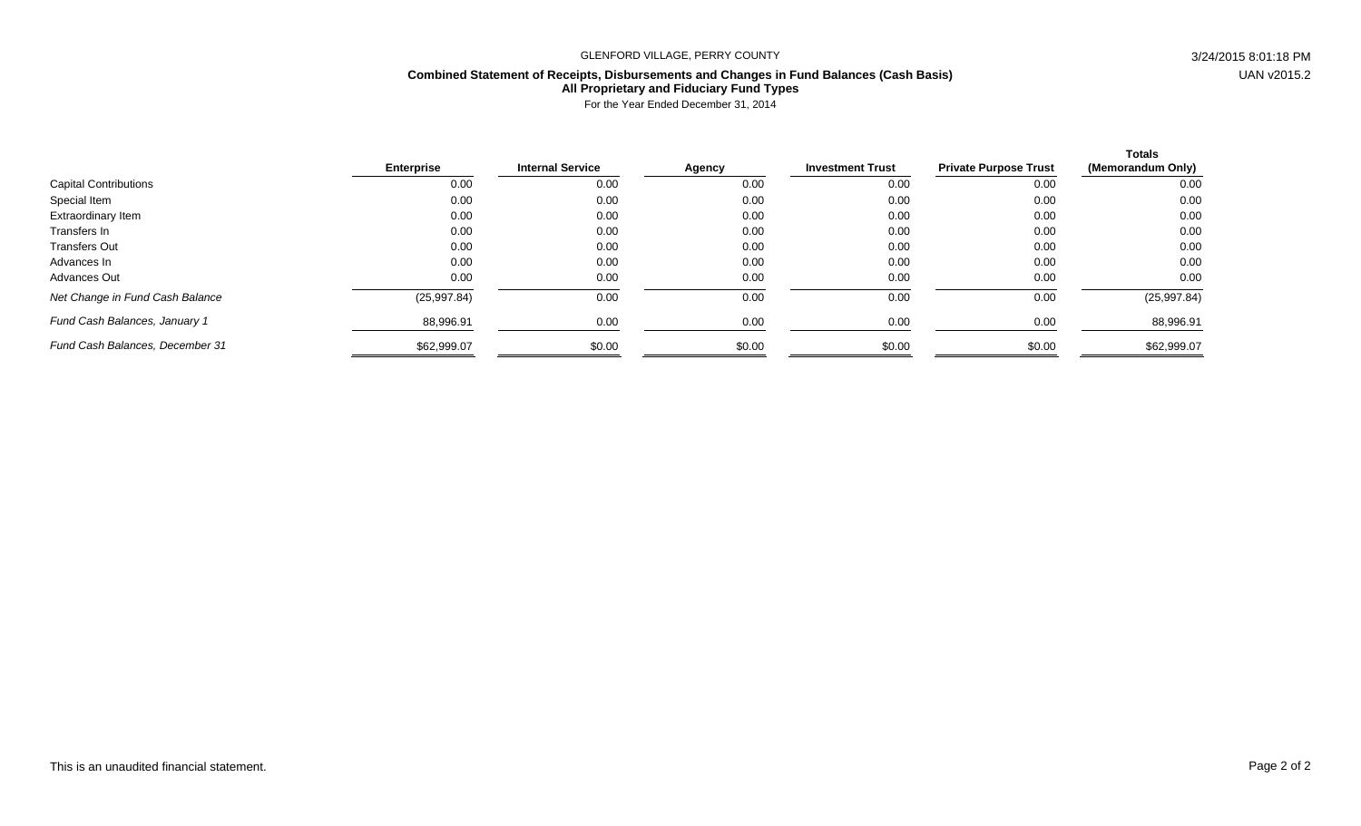GLENFORD VILLAGE, PERRY COUNTY

**Combined Statement of Receipts, Disbursements and Changes in Fund Balances (Cash Basis)**
**All Proprietary and Fiduciary Fund Types**
For the Year Ended December 31, 2014

| | Enterprise | Internal Service | Agency | Investment Trust | Private Purpose Trust | Totals (Memorandum Only) |
|---|---|---|---|---|---|---|
| Capital Contributions | 0.00 | 0.00 | 0.00 | 0.00 | 0.00 | 0.00 |
| Special Item | 0.00 | 0.00 | 0.00 | 0.00 | 0.00 | 0.00 |
| Extraordinary Item | 0.00 | 0.00 | 0.00 | 0.00 | 0.00 | 0.00 |
| Transfers In | 0.00 | 0.00 | 0.00 | 0.00 | 0.00 | 0.00 |
| Transfers Out | 0.00 | 0.00 | 0.00 | 0.00 | 0.00 | 0.00 |
| Advances In | 0.00 | 0.00 | 0.00 | 0.00 | 0.00 | 0.00 |
| Advances Out | 0.00 | 0.00 | 0.00 | 0.00 | 0.00 | 0.00 |
| *Net Change in Fund Cash Balance* | (25,997.84) | 0.00 | 0.00 | 0.00 | 0.00 | (25,997.84) |
| *Fund Cash Balances, January 1* | 88,996.91 | 0.00 | 0.00 | 0.00 | 0.00 | 88,996.91 |
| *Fund Cash Balances, December 31* | $62,999.07 | $0.00 | $0.00 | $0.00 | $0.00 | $62,999.07 |

This is an unaudited financial statement.